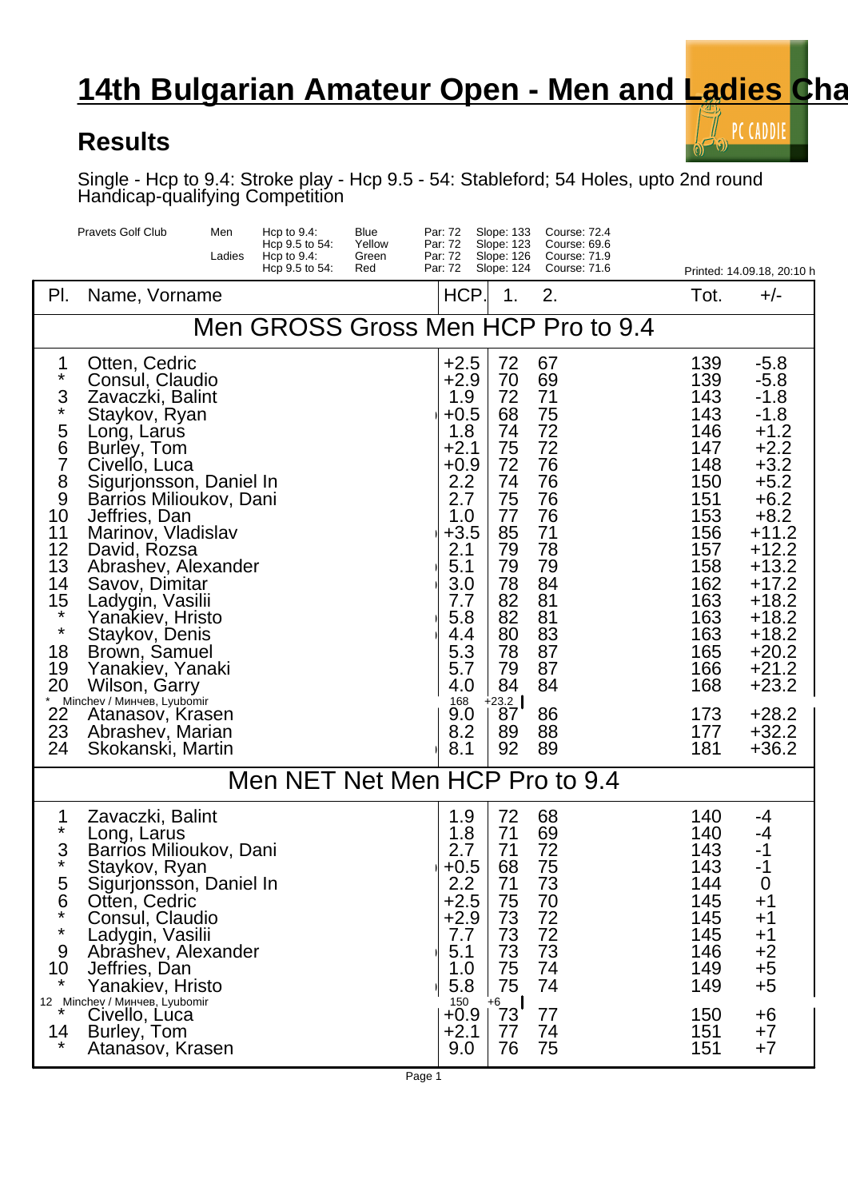# 14th Bulgarian Amateur Open - Men and Ladies Cha

## Results

Single - Hcp to 9.4: Stroke play - Hcp 9.5 - 54: Stableford; 54 Holes, upto 2nd round
Handicap-qualifying Competition

| Pravets Golf Club | | | | | | |
|---|---|---|---|---|---|---|
| Men | Hcp to 9.4: | Blue | Par: 72 | Slope: 133 | Course: 72.4 | |
| | Hcp 9.5 to 54: | Yellow | Par: 72 | Slope: 123 | Course: 69.6 | |
| Ladies | Hcp to 9.4: | Green | Par: 72 | Slope: 126 | Course: 71.9 | |
| | Hcp 9.5 to 54: | Red | Par: 72 | Slope: 124 | Course: 71.6 | Printed: 14.09.18, 20:10 h |

| Pl. | Name, Vorname | HCP. | 1. | 2. | Tot. | +/- |
|---|---|---|---|---|---|---|
| | **Men GROSS Gross Men HCP Pro to 9.4** | | | | | |
| 1 | Otten, Cedric | +2.5 | 72 | 67 | 139 | -5.8 |
| * | Consul, Claudio | +2.9 | 70 | 69 | 139 | -5.8 |
| 3 | Zavaczki, Balint | 1.9 | 72 | 71 | 143 | -1.8 |
| * | Staykov, Ryan | +0.5 | 68 | 75 | 143 | -1.8 |
| 5 | Long, Larus | 1.8 | 74 | 72 | 146 | +1.2 |
| 6 | Burley, Tom | +2.1 | 75 | 72 | 147 | +2.2 |
| 7 | Civello, Luca | +0.9 | 72 | 76 | 148 | +3.2 |
| 8 | Sigurjonsson, Daniel In | 2.2 | 74 | 76 | 150 | +5.2 |
| 9 | Barrios Milioukov, Dani | 2.7 | 75 | 76 | 151 | +6.2 |
| 10 | Jeffries, Dan | 1.0 | 77 | 76 | 153 | +8.2 |
| 11 | Marinov, Vladislav | +3.5 | 85 | 71 | 156 | +11.2 |
| 12 | David, Rozsa | 2.1 | 79 | 78 | 157 | +12.2 |
| 13 | Abrashev, Alexander | 5.1 | 79 | 79 | 158 | +13.2 |
| 14 | Savov, Dimitar | 3.0 | 78 | 84 | 162 | +17.2 |
| 15 | Ladygin, Vasilii | 7.7 | 82 | 81 | 163 | +18.2 |
| * | Yanakiev, Hristo | 5.8 | 82 | 81 | 163 | +18.2 |
| * | Staykov, Denis | 4.4 | 80 | 83 | 163 | +18.2 |
| 18 | Brown, Samuel | 5.3 | 78 | 87 | 165 | +20.2 |
| 19 | Yanakiev, Yanaki | 5.7 | 79 | 87 | 166 | +21.2 |
| 20 | Wilson, Garry | 4.0 | 84 | 84 | 168 | +23.2 |
| * | Minchev / Минчев, Lyubomir | 168 | +23.2 | | | |
| 22 | Atanasov, Krasen | 9.0 | 87 | 86 | 173 | +28.2 |
| 23 | Abrashev, Marian | 8.2 | 89 | 88 | 177 | +32.2 |
| 24 | Skokanski, Martin | 8.1 | 92 | 89 | 181 | +36.2 |
| | **Men NET Net Men HCP Pro to 9.4** | | | | | |
| 1 | Zavaczki, Balint | 1.9 | 72 | 68 | 140 | -4 |
| * | Long, Larus | 1.8 | 71 | 69 | 140 | -4 |
| 3 | Barrios Milioukov, Dani | 2.7 | 71 | 72 | 143 | -1 |
| * | Staykov, Ryan | +0.5 | 68 | 75 | 143 | -1 |
| 5 | Sigurjonsson, Daniel In | 2.2 | 71 | 73 | 144 | 0 |
| 6 | Otten, Cedric | +2.5 | 75 | 70 | 145 | +1 |
| * | Consul, Claudio | +2.9 | 73 | 72 | 145 | +1 |
| * | Ladygin, Vasilii | 7.7 | 73 | 72 | 145 | +1 |
| 9 | Abrashev, Alexander | 5.1 | 73 | 73 | 146 | +2 |
| 10 | Jeffries, Dan | 1.0 | 75 | 74 | 149 | +5 |
| * | Yanakiev, Hristo | 5.8 | 75 | 74 | 149 | +5 |
| 12 | Minchev / Минчев, Lyubomir | 150 | +6 | | | |
| * | Civello, Luca | +0.9 | 73 | 77 | 150 | +6 |
| 14 | Burley, Tom | +2.1 | 77 | 74 | 151 | +7 |
| * | Atanasov, Krasen | 9.0 | 76 | 75 | 151 | +7 |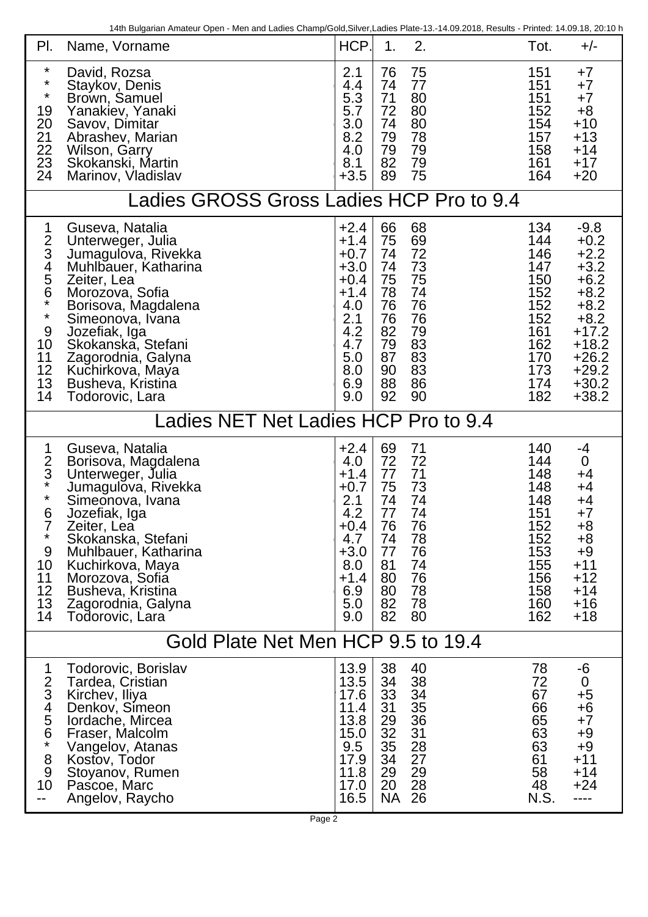| Pl. | Name, Vorname | HCP. | 1. | 2. | Tot. | +/- |
|---|---|---|---|---|---|---|
| * | David, Rozsa | 2.1 | 76 | 75 | 151 | +7 |
| * | Staykov, Denis | 4.4 | 74 | 77 | 151 | +7 |
| * | Brown, Samuel | 5.3 | 71 | 80 | 151 | +7 |
| 19 | Yanakiev, Yanaki | 5.7 | 72 | 80 | 152 | +8 |
| 20 | Savov, Dimitar | 3.0 | 74 | 80 | 154 | +10 |
| 21 | Abrashev, Marian | 8.2 | 79 | 78 | 157 | +13 |
| 22 | Wilson, Garry | 4.0 | 79 | 79 | 158 | +14 |
| 23 | Skokanski, Martin | 8.1 | 82 | 79 | 161 | +17 |
| 24 | Marinov, Vladislav | +3.5 | 89 | 75 | 164 | +20 |

## Ladies GROSS Gross Ladies HCP Pro to 9.4

| Pl. | Name, Vorname | HCP. | 1. | 2. | Tot. | +/- |
|---|---|---|---|---|---|---|
| 1 | Guseva, Natalia | +2.4 | 66 | 68 | 134 | -9.8 |
| 2 | Unterweger, Julia | +1.4 | 75 | 69 | 144 | +0.2 |
| 3 | Jumagulova, Rivekka | +0.7 | 74 | 72 | 146 | +2.2 |
| 4 | Muhlbauer, Katharina | +3.0 | 74 | 73 | 147 | +3.2 |
| 5 | Zeiter, Lea | +0.4 | 75 | 75 | 150 | +6.2 |
| 6 | Morozova, Sofia | +1.4 | 78 | 74 | 152 | +8.2 |
| * | Borisova, Magdalena | 4.0 | 76 | 76 | 152 | +8.2 |
| * | Simeonova, Ivana | 2.1 | 76 | 76 | 152 | +8.2 |
| 9 | Jozefiak, Iga | 4.2 | 82 | 79 | 161 | +17.2 |
| 10 | Skokanska, Stefani | 4.7 | 79 | 83 | 162 | +18.2 |
| 11 | Zagorodnia, Galyna | 5.0 | 87 | 83 | 170 | +26.2 |
| 12 | Kuchirkova, Maya | 8.0 | 90 | 83 | 173 | +29.2 |
| 13 | Busheva, Kristina | 6.9 | 88 | 86 | 174 | +30.2 |
| 14 | Todorovic, Lara | 9.0 | 92 | 90 | 182 | +38.2 |

## Ladies NET Net Ladies HCP Pro to 9.4

| Pl. | Name, Vorname | HCP. | 1. | 2. | Tot. | +/- |
|---|---|---|---|---|---|---|
| 1 | Guseva, Natalia | +2.4 | 69 | 71 | 140 | -4 |
| 2 | Borisova, Magdalena | 4.0 | 72 | 72 | 144 | 0 |
| 3 | Unterweger, Julia | +1.4 | 77 | 71 | 148 | +4 |
| * | Jumagulova, Rivekka | +0.7 | 75 | 73 | 148 | +4 |
| * | Simeonova, Ivana | 2.1 | 74 | 74 | 148 | +4 |
| 6 | Jozefiak, Iga | 4.2 | 77 | 74 | 151 | +7 |
| 7 | Zeiter, Lea | +0.4 | 76 | 76 | 152 | +8 |
| * | Skokanska, Stefani | 4.7 | 74 | 78 | 152 | +8 |
| 9 | Muhlbauer, Katharina | +3.0 | 77 | 76 | 153 | +9 |
| 10 | Kuchirkova, Maya | 8.0 | 81 | 74 | 155 | +11 |
| 11 | Morozova, Sofia | +1.4 | 80 | 76 | 156 | +12 |
| 12 | Busheva, Kristina | 6.9 | 80 | 78 | 158 | +14 |
| 13 | Zagorodnia, Galyna | 5.0 | 82 | 78 | 160 | +16 |
| 14 | Todorovic, Lara | 9.0 | 82 | 80 | 162 | +18 |

## Gold Plate Net Men HCP 9.5 to 19.4

| Pl. | Name, Vorname | HCP. | 1. | 2. | Tot. | +/- |
|---|---|---|---|---|---|---|
| 1 | Todorovic, Borislav | 13.9 | 38 | 40 | 78 | -6 |
| 2 | Tardea, Cristian | 13.5 | 34 | 38 | 72 | 0 |
| 3 | Kirchev, Iliya | 17.6 | 33 | 34 | 67 | +5 |
| 4 | Denkov, Simeon | 11.4 | 31 | 35 | 66 | +6 |
| 5 | Iordache, Mircea | 13.8 | 29 | 36 | 65 | +7 |
| 6 | Fraser, Malcolm | 15.0 | 32 | 31 | 63 | +9 |
| * | Vangelov, Atanas | 9.5 | 35 | 28 | 63 | +9 |
| 8 | Kostov, Todor | 17.9 | 34 | 27 | 61 | +11 |
| 9 | Stoyanov, Rumen | 11.8 | 29 | 29 | 58 | +14 |
| 10 | Pascoe, Marc | 17.0 | 20 | 28 | 48 | +24 |
| -- | Angelov, Raycho | 16.5 | NA | 26 | N.S. | ---- |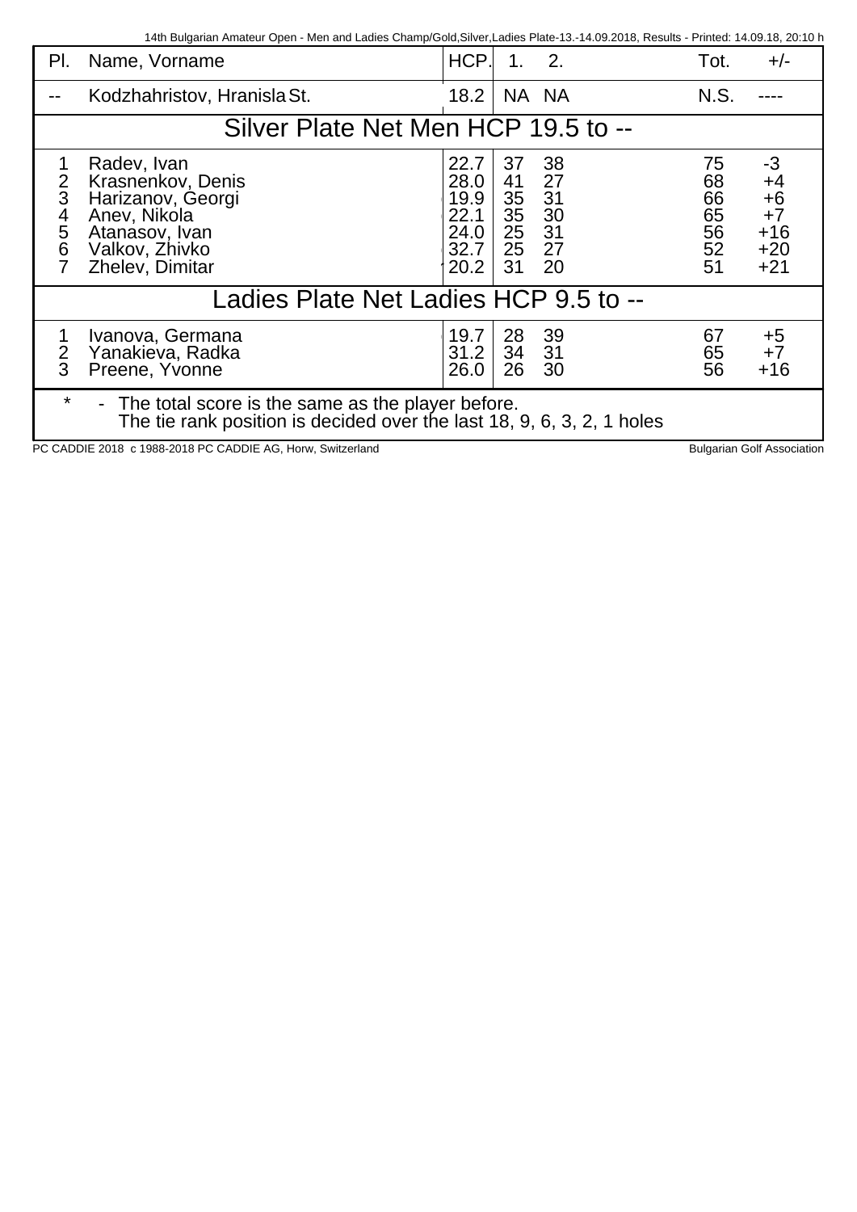| Pl. | Name, Vorname | HCP. | 1. | 2. | Tot. | +/- |
|---|---|---|---|---|---|---|
| -- | Kodzhahristov, Hranisla St. | 18.2 | NA | NA | N.S. | ---- |

## Silver Plate Net Men HCP 19.5 to --

| Pl. | Name, Vorname | HCP. | 1. | 2. | Tot. | +/- |
|---|---|---|---|---|---|---|
| 1 | Radev, Ivan | 22.7 | 37 | 38 | 75 | -3 |
| 2 | Krasnenkov, Denis | 28.0 | 41 | 27 | 68 | +4 |
| 3 | Harizanov, Georgi | 19.9 | 35 | 31 | 66 | +6 |
| 4 | Anev, Nikola | 22.1 | 35 | 30 | 65 | +7 |
| 5 | Atanasov, Ivan | 24.0 | 25 | 31 | 56 | +16 |
| 6 | Valkov, Zhivko | 32.7 | 25 | 27 | 52 | +20 |
| 7 | Zhelev, Dimitar | 20.2 | 31 | 20 | 51 | +21 |

## Ladies Plate Net Ladies HCP 9.5 to --

| Pl. | Name, Vorname | HCP. | 1. | 2. | Tot. | +/- |
|---|---|---|---|---|---|---|
| 1 | Ivanova, Germana | 19.7 | 28 | 39 | 67 | +5 |
| 2 | Yanakieva, Radka | 31.2 | 34 | 31 | 65 | +7 |
| 3 | Preene, Yvonne | 26.0 | 26 | 30 | 56 | +16 |

* - The total score is the same as the player before.
The tie rank position is decided over the last 18, 9, 6, 3, 2, 1 holes